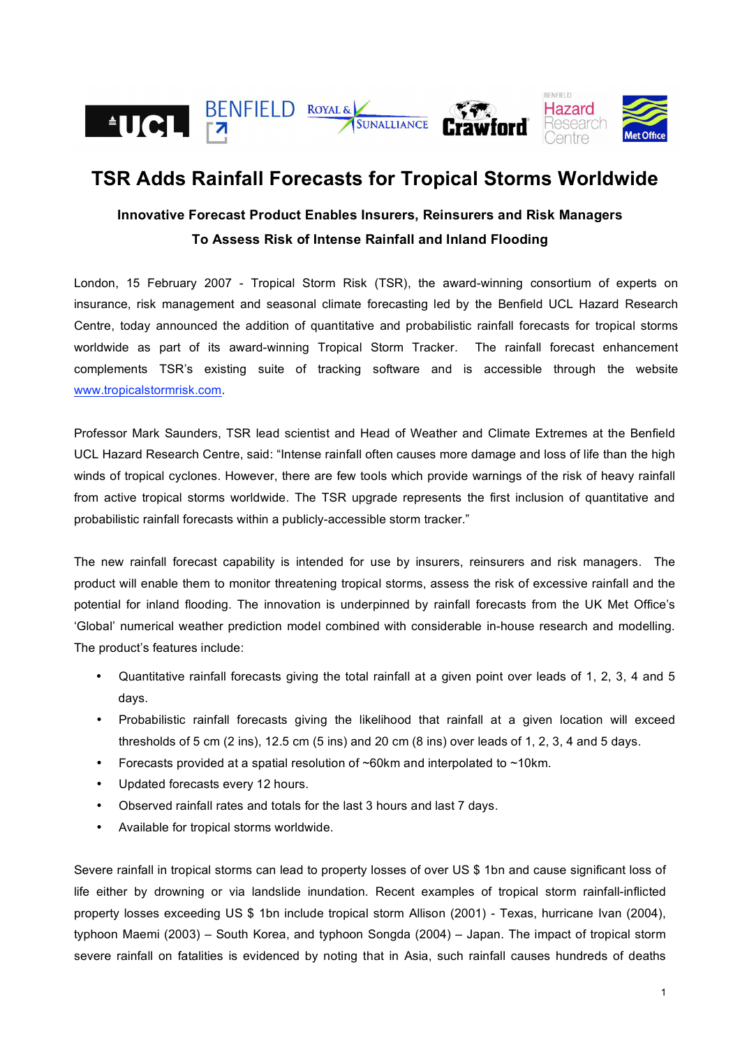# TSR Adds Rainfall Forecasts for Tropical Storms Worldwide

**Innovative Forecast Product Enables Insurers, Reinsurers and Risk Managers To Assess Risk of Intense Rainfall and Inland Flooding**

London, 15 February 2007 - Tropical Storm Risk (TSR), the award-winning consortium of experts on insurance, risk management and seasonal climate forecasting led by the Benfield UCL Hazard Research Centre, today announced the addition of quantitative and probabilistic rainfall forecasts for tropical storms worldwide as part of its award-winning Tropical Storm Tracker. The rainfall forecast enhancement complements TSR's existing suite of tracking software and is accessible through the website www.tropicalstormrisk.com.

Professor Mark Saunders, TSR lead scientist and Head of Weather and Climate Extremes at the Benfield UCL Hazard Research Centre, said: "Intense rainfall often causes more damage and loss of life than the high winds of tropical cyclones. However, there are few tools which provide warnings of the risk of heavy rainfall from active tropical storms worldwide. The TSR upgrade represents the first inclusion of quantitative and probabilistic rainfall forecasts within a publicly-accessible storm tracker."

The new rainfall forecast capability is intended for use by insurers, reinsurers and risk managers. The product will enable them to monitor threatening tropical storms, assess the risk of excessive rainfall and the potential for inland flooding. The innovation is underpinned by rainfall forecasts from the UK Met Office's 'Global' numerical weather prediction model combined with considerable in-house research and modelling. The product's features include:

- Quantitative rainfall forecasts giving the total rainfall at a given point over leads of 1, 2, 3, 4 and 5 days.
- Probabilistic rainfall forecasts giving the likelihood that rainfall at a given location will exceed thresholds of 5 cm (2 ins), 12.5 cm (5 ins) and 20 cm (8 ins) over leads of 1, 2, 3, 4 and 5 days.
- Forecasts provided at a spatial resolution of ~60km and interpolated to ~10km.
- Updated forecasts every 12 hours.
- Observed rainfall rates and totals for the last 3 hours and last 7 days.
- Available for tropical storms worldwide.

Severe rainfall in tropical storms can lead to property losses of over US $ 1bn and cause significant loss of life either by drowning or via landslide inundation. Recent examples of tropical storm rainfall-inflicted property losses exceeding US $ 1bn include tropical storm Allison (2001) - Texas, hurricane Ivan (2004), typhoon Maemi (2003) – South Korea, and typhoon Songda (2004) – Japan. The impact of tropical storm severe rainfall on fatalities is evidenced by noting that in Asia, such rainfall causes hundreds of deaths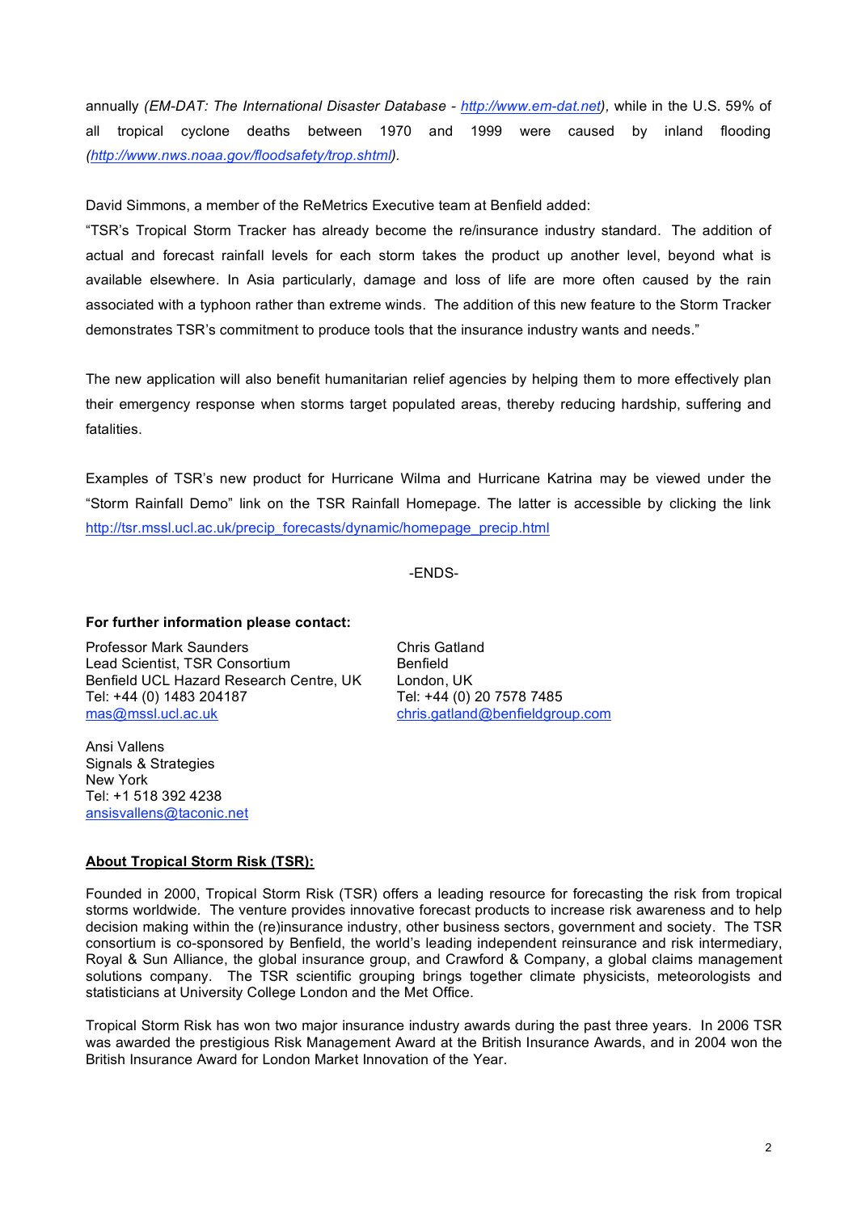annually *(EM-DAT: The International Disaster Database - [http://www.em-dat.net](http://www.em-dat.net))*, while in the U.S. 59% of all tropical cyclone deaths between 1970 and 1999 were caused by inland flooding *([http://www.nws.noaa.gov/floodsafety/trop.shtml](http://www.nws.noaa.gov/floodsafety/trop.shtml))*.

David Simmons, a member of the ReMetrics Executive team at Benfield added:
"TSR's Tropical Storm Tracker has already become the re/insurance industry standard. The addition of actual and forecast rainfall levels for each storm takes the product up another level, beyond what is available elsewhere. In Asia particularly, damage and loss of life are more often caused by the rain associated with a typhoon rather than extreme winds. The addition of this new feature to the Storm Tracker demonstrates TSR's commitment to produce tools that the insurance industry wants and needs."

The new application will also benefit humanitarian relief agencies by helping them to more effectively plan their emergency response when storms target populated areas, thereby reducing hardship, suffering and fatalities.

Examples of TSR's new product for Hurricane Wilma and Hurricane Katrina may be viewed under the "Storm Rainfall Demo" link on the TSR Rainfall Homepage. The latter is accessible by clicking the link [http://tsr.mssl.ucl.ac.uk/precip_forecasts/dynamic/homepage_precip.html](http://tsr.mssl.ucl.ac.uk/precip_forecasts/dynamic/homepage_precip.html)

-ENDS-

**For further information please contact:**

Professor Mark Saunders
Lead Scientist, TSR Consortium
Benfield UCL Hazard Research Centre, UK
Tel: +44 (0) 1483 204187
[mas@mssl.ucl.ac.uk](mailto:mas@mssl.ucl.ac.uk)

Chris Gatland
Benfield
London, UK
Tel: +44 (0) 20 7578 7485
[chris.gatland@benfieldgroup.com](mailto:chris.gatland@benfieldgroup.com)

Ansi Vallens
Signals & Strategies
New York
Tel: +1 518 392 4238
[ansisvallens@taconic.net](mailto:ansisvallens@taconic.net)

**About Tropical Storm Risk (TSR):**

Founded in 2000, Tropical Storm Risk (TSR) offers a leading resource for forecasting the risk from tropical storms worldwide. The venture provides innovative forecast products to increase risk awareness and to help decision making within the (re)insurance industry, other business sectors, government and society. The TSR consortium is co-sponsored by Benfield, the world's leading independent reinsurance and risk intermediary, Royal & Sun Alliance, the global insurance group, and Crawford & Company, a global claims management solutions company. The TSR scientific grouping brings together climate physicists, meteorologists and statisticians at University College London and the Met Office.

Tropical Storm Risk has won two major insurance industry awards during the past three years. In 2006 TSR was awarded the prestigious Risk Management Award at the British Insurance Awards, and in 2004 won the British Insurance Award for London Market Innovation of the Year.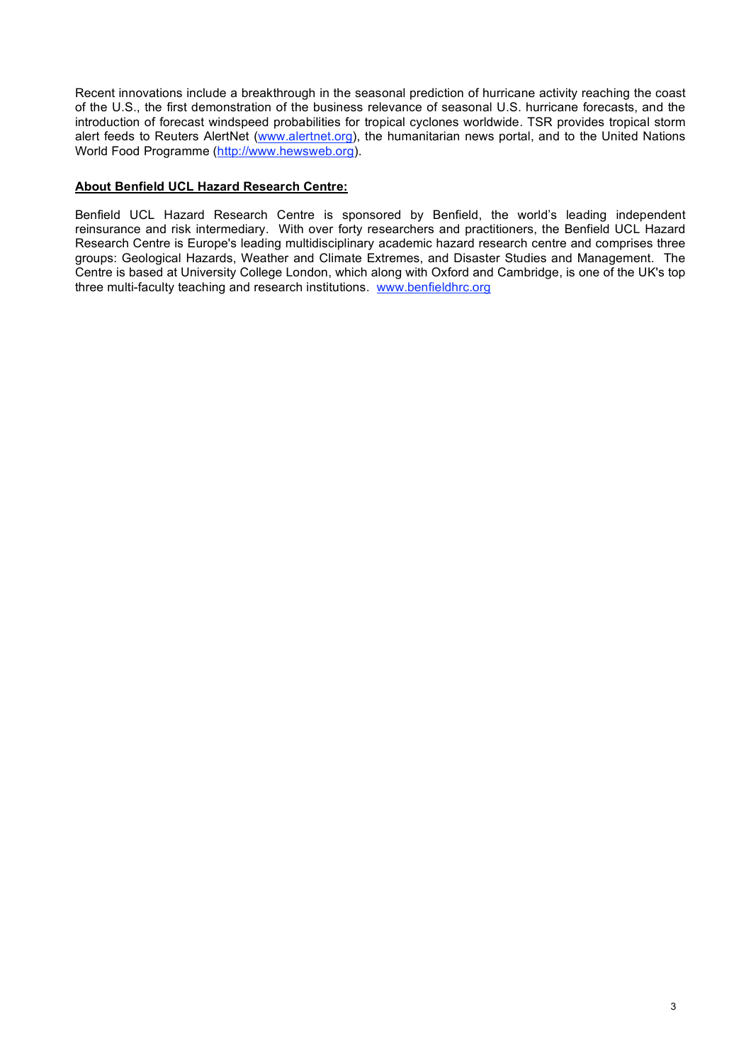Recent innovations include a breakthrough in the seasonal prediction of hurricane activity reaching the coast of the U.S., the first demonstration of the business relevance of seasonal U.S. hurricane forecasts, and the introduction of forecast windspeed probabilities for tropical cyclones worldwide. TSR provides tropical storm alert feeds to Reuters AlertNet (www.alertnet.org), the humanitarian news portal, and to the United Nations World Food Programme (http://www.hewsweb.org).

**About Benfield UCL Hazard Research Centre:**

Benfield UCL Hazard Research Centre is sponsored by Benfield, the world's leading independent reinsurance and risk intermediary. With over forty researchers and practitioners, the Benfield UCL Hazard Research Centre is Europe's leading multidisciplinary academic hazard research centre and comprises three groups: Geological Hazards, Weather and Climate Extremes, and Disaster Studies and Management. The Centre is based at University College London, which along with Oxford and Cambridge, is one of the UK's top three multi-faculty teaching and research institutions. www.benfieldhrc.org